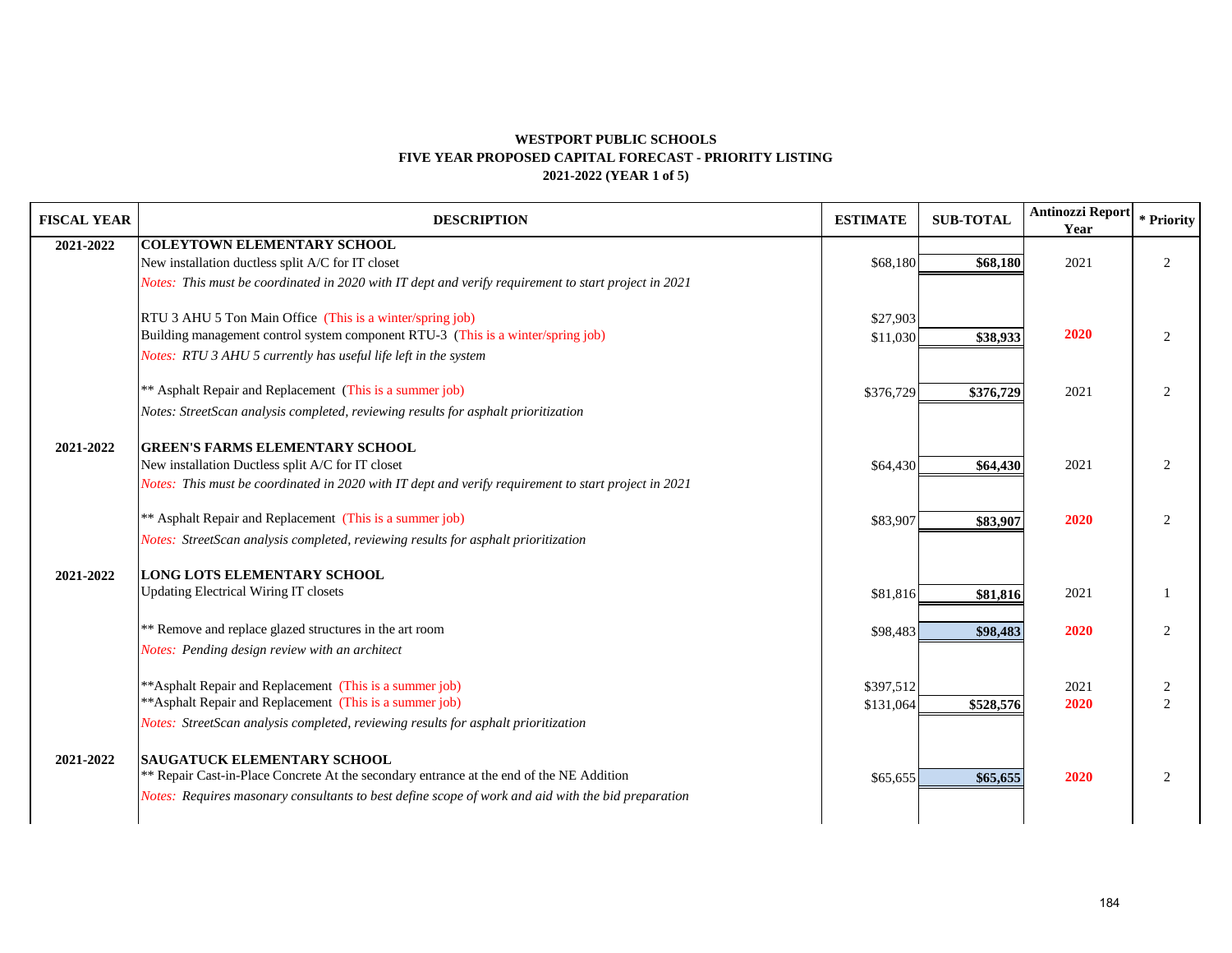**WESTPORT PUBLIC SCHOOLS**
**FIVE YEAR PROPOSED CAPITAL FORECAST - PRIORITY LISTING**
**2021-2022 (YEAR 1 of 5)**

| FISCAL YEAR | DESCRIPTION | ESTIMATE | SUB-TOTAL | Antinozzi Report Year | * Priority |
|---|---|---|---|---|---|
| 2021-2022 | **COLEYTOWN ELEMENTARY SCHOOL** | | | | |
| | New installation ductless split A/C for IT closet | $68,180 | **$68,180** | 2021 | 2 |
| | *Notes: This must be coordinated in 2020 with IT dept and verify requirement to start project in 2021* | | | | |
| | RTU 3 AHU 5 Ton Main Office (This is a winter/spring job) | $27,903 | | | |
| | Building management control system component RTU-3 (This is a winter/spring job) | $11,030 | **$38,933** | **2020** | 2 |
| | *Notes: RTU 3 AHU 5 currently has useful life left in the system* | | | | |
| | ** Asphalt Repair and Replacement (This is a summer job) | $376,729 | **$376,729** | 2021 | 2 |
| | *Notes: StreetScan analysis completed, reviewing results for asphalt prioritization* | | | | |
| 2021-2022 | **GREEN'S FARMS ELEMENTARY SCHOOL** | | | | |
| | New installation Ductless split A/C for IT closet | $64,430 | **$64,430** | 2021 | 2 |
| | *Notes: This must be coordinated in 2020 with IT dept and verify requirement to start project in 2021* | | | | |
| | ** Asphalt Repair and Replacement (This is a summer job) | $83,907 | **$83,907** | **2020** | 2 |
| | *Notes: StreetScan analysis completed, reviewing results for asphalt prioritization* | | | | |
| 2021-2022 | **LONG LOTS ELEMENTARY SCHOOL** | | | | |
| | Updating Electrical Wiring IT closets | $81,816 | **$81,816** | 2021 | 1 |
| | ** Remove and replace glazed structures in the art room | $98,483 | **$98,483** | **2020** | 2 |
| | *Notes: Pending design review with an architect* | | | | |
| | **Asphalt Repair and Replacement (This is a summer job) | $397,512 | | 2021 | 2 |
| | **Asphalt Repair and Replacement (This is a summer job) | $131,064 | **$528,576** | **2020** | 2 |
| | *Notes: StreetScan analysis completed, reviewing results for asphalt prioritization* | | | | |
| 2021-2022 | **SAUGATUCK ELEMENTARY SCHOOL** | | | | |
| | ** Repair Cast-in-Place Concrete At the secondary entrance at the end of the NE Addition | $65,655 | **$65,655** | **2020** | 2 |
| | *Notes: Requires masonary consultants to best define scope of work and aid with the bid preparation* | | | | |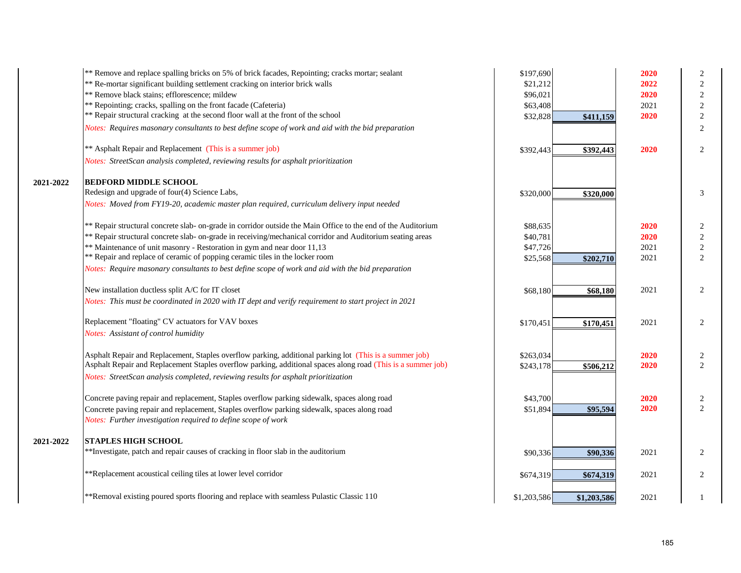| | | | | | |
|---|---|---|---|---|---|
| | ** Remove and replace spalling bricks on 5% of brick facades, Repointing; cracks mortar; sealant | $197,690 | | 2020 | 2 |
| | ** Re-mortar significant building settlement cracking on interior brick walls | $21,212 | | 2022 | 2 |
| | ** Remove black stains; efflorescence; mildew | $96,021 | | 2020 | 2 |
| | ** Repointing; cracks, spalling on the front facade (Cafeteria) | $63,408 | | 2021 | 2 |
| | ** Repair structural cracking at the second floor wall at the front of the school | $32,828 | $411,159 | 2020 | 2 |
| | *Notes: Requires masonary consultants to best define scope of work and aid with the bid preparation* | | | | 2 |
| | ** Asphalt Repair and Replacement (This is a summer job) | $392,443 | $392,443 | 2020 | 2 |
| | *Notes: StreetScan analysis completed, reviewing results for asphalt prioritization* | | | | |
| 2021-2022 | **BEDFORD MIDDLE SCHOOL** | | | | |
| | Redesign and upgrade of four(4) Science Labs, | $320,000 | $320,000 | | 3 |
| | *Notes: Moved from FY19-20, academic master plan required, curriculum delivery input needed* | | | | |
| | ** Repair structural concrete slab- on-grade in corridor outside the Main Office to the end of the Auditorium | $88,635 | | 2020 | 2 |
| | ** Repair structural concrete slab- on-grade in receiving/mechanical corridor and Auditorium seating areas | $40,781 | | 2020 | 2 |
| | ** Maintenance of unit masonry - Restoration in gym and near door 11,13 | $47,726 | | 2021 | 2 |
| | ** Repair and replace of ceramic of popping ceramic tiles in the locker room | $25,568 | $202,710 | 2021 | 2 |
| | *Notes: Require masonary consultants to best define scope of work and aid with the bid preparation* | | | | |
| | New installation ductless split A/C for IT closet | $68,180 | $68,180 | 2021 | 2 |
| | *Notes: This must be coordinated in 2020 with IT dept and verify requirement to start project in 2021* | | | | |
| | Replacement "floating" CV actuators for VAV boxes | $170,451 | $170,451 | 2021 | 2 |
| | *Notes: Assistant of control humidity* | | | | |
| | Asphalt Repair and Replacement, Staples overflow parking, additional parking lot (This is a summer job) | $263,034 | | 2020 | 2 |
| | Asphalt Repair and Replacement Staples overflow parking, additional spaces along road (This is a summer job) | $243,178 | $506,212 | 2020 | 2 |
| | *Notes: StreetScan analysis completed, reviewing results for asphalt prioritization* | | | | |
| | Concrete paving repair and replacement, Staples overflow parking sidewalk, spaces along road | $43,700 | | 2020 | 2 |
| | Concrete paving repair and replacement, Staples overflow parking sidewalk, spaces along road | $51,894 | $95,594 | 2020 | 2 |
| | *Notes: Further investigation required to define scope of work* | | | | |
| 2021-2022 | **STAPLES HIGH SCHOOL** | | | | |
| | **Investigate, patch and repair causes of cracking in floor slab in the auditorium | $90,336 | $90,336 | 2021 | 2 |
| | **Replacement acoustical ceiling tiles at lower level corridor | $674,319 | $674,319 | 2021 | 2 |
| | **Removal existing poured sports flooring and replace with seamless Pulastic Classic 110 | $1,203,586 | $1,203,586 | 2021 | 1 |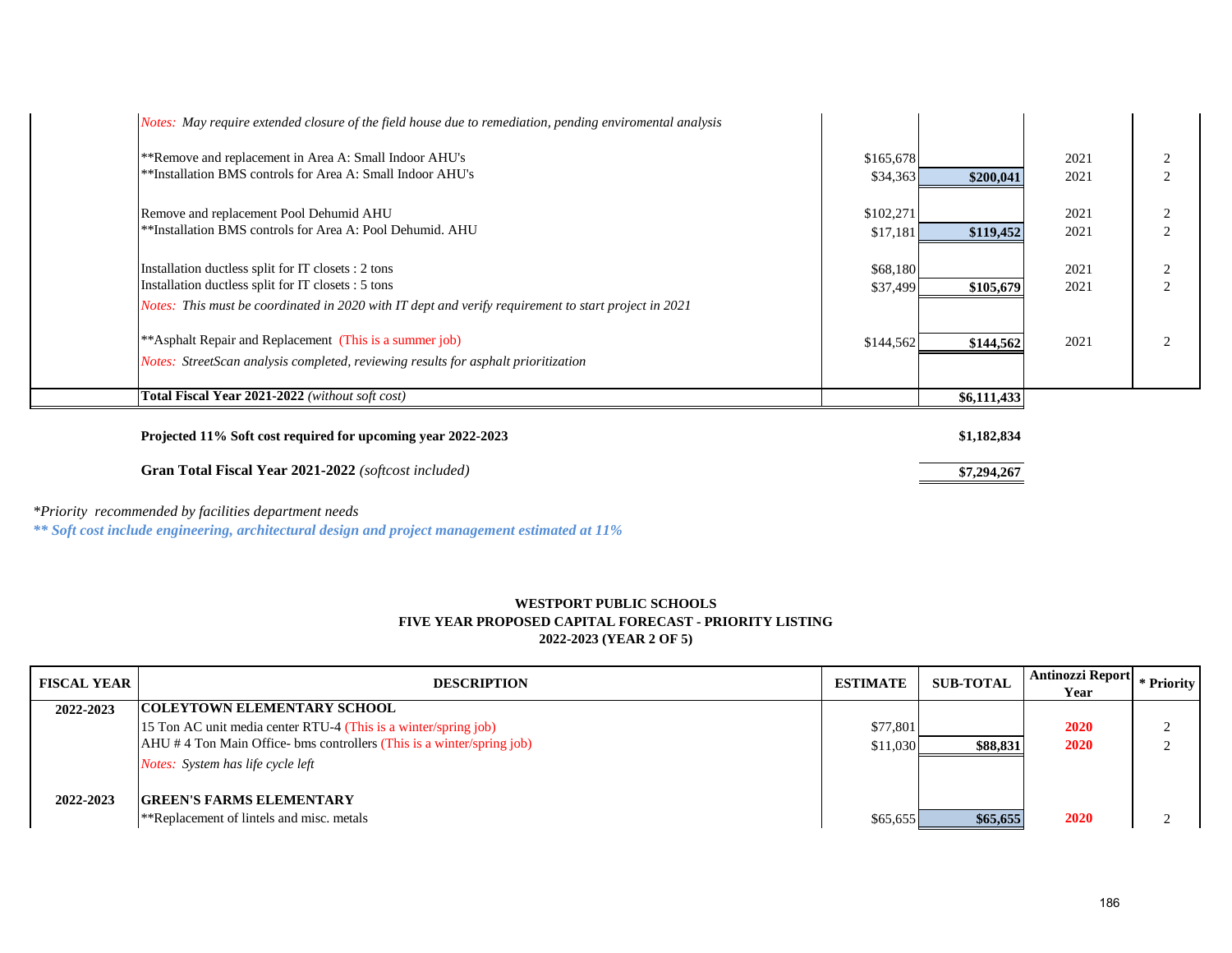| | | | | | |
|---|---|---|---|---|---|
| | *Notes: May require extended closure of the field house due to remediation, pending enviromental analysis* | | | | |
| | **Remove and replacement in Area A: Small Indoor AHU's | $165,678 | | 2021 | 2 |
| | **Installation BMS controls for Area A: Small Indoor AHU's | $34,363 | **$200,041** | 2021 | 2 |
| | Remove and replacement Pool Dehumid AHU | $102,271 | | 2021 | 2 |
| | **Installation BMS controls for Area A: Pool Dehumid. AHU | $17,181 | **$119,452** | 2021 | 2 |
| | Installation ductless split for IT closets : 2 tons | $68,180 | | 2021 | 2 |
| | Installation ductless split for IT closets : 5 tons | $37,499 | **$105,679** | 2021 | 2 |
| | *Notes: This must be coordinated in 2020 with IT dept and verify requirement to start project in 2021* | | | | |
| | **Asphalt Repair and Replacement (This is a summer job) | $144,562 | **$144,562** | 2021 | 2 |
| | *Notes: StreetScan analysis completed, reviewing results for asphalt prioritization* | | | | |
| | **Total Fiscal Year 2021-2022** *(without soft cost)* | | **$6,111,433** | | |

**Projected 11% Soft cost required for upcoming year 2022-2023** **$1,182,834**

**Gran Total Fiscal Year 2021-2022** *(softcost included)* **$7,294,267**

*\*Priority recommended by facilities department needs*

***\*\* Soft cost include engineering, architectural design and project management estimated at 11%***

**WESTPORT PUBLIC SCHOOLS**
**FIVE YEAR PROPOSED CAPITAL FORECAST - PRIORITY LISTING**
**2022-2023 (YEAR 2 OF 5)**

| FISCAL YEAR | DESCRIPTION | ESTIMATE | SUB-TOTAL | Antinozzi Report Year | * Priority |
|---|---|---|---|---|---|
| **2022-2023** | **COLEYTOWN ELEMENTARY SCHOOL** | | | | |
| | 15 Ton AC unit media center RTU-4 (This is a winter/spring job) | $77,801 | | **2020** | 2 |
| | AHU # 4 Ton Main Office- bms controllers (This is a winter/spring job) | $11,030 | **$88,831** | **2020** | 2 |
| | *Notes: System has life cycle left* | | | | |
| **2022-2023** | **GREEN'S FARMS ELEMENTARY** | | | | |
| | **Replacement of lintels and misc. metals | $65,655 | **$65,655** | **2020** | 2 |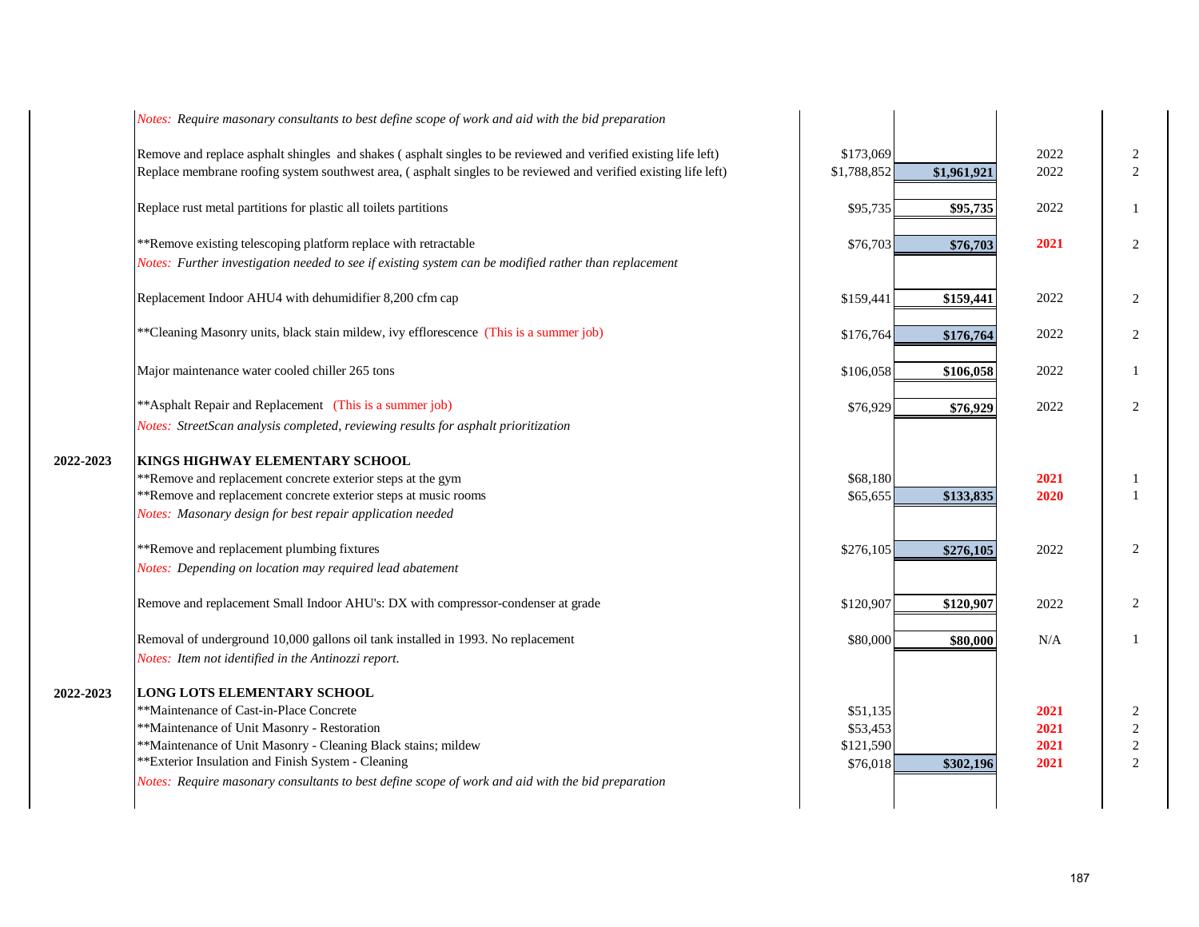| Year | Description | Cost | Total | Year | Priority |
|---|---|---|---|---|---|
| | *Notes: Require masonary consultants to best define scope of work and aid with the bid preparation* | | | | |
| | Remove and replace asphalt shingles and shakes ( asphalt singles to be reviewed and verified existing life left) | $173,069 | | 2022 | 2 |
| | Replace membrane roofing system southwest area, ( asphalt singles to be reviewed and verified existing life left) | $1,788,852 | $1,961,921 | 2022 | 2 |
| | Replace rust metal partitions for plastic all toilets partitions | $95,735 | $95,735 | 2022 | 1 |
| | **Remove existing telescoping platform replace with retractable | $76,703 | $76,703 | 2021 | 2 |
| | *Notes: Further investigation needed to see if existing system can be modified rather than replacement* | | | | |
| | Replacement Indoor AHU4 with dehumidifier 8,200 cfm cap | $159,441 | $159,441 | 2022 | 2 |
| | **Cleaning Masonry units, black stain mildew, ivy efflorescence (This is a summer job) | $176,764 | $176,764 | 2022 | 2 |
| | Major maintenance water cooled chiller 265 tons | $106,058 | $106,058 | 2022 | 1 |
| | **Asphalt Repair and Replacement (This is a summer job) | $76,929 | $76,929 | 2022 | 2 |
| | *Notes: StreetScan analysis completed, reviewing results for asphalt prioritization* | | | | |
| 2022-2023 | **KINGS HIGHWAY ELEMENTARY SCHOOL** | | | | |
| | **Remove and replacement concrete exterior steps at the gym | $68,180 | | 2021 | 1 |
| | **Remove and replacement concrete exterior steps at music rooms | $65,655 | $133,835 | 2020 | 1 |
| | *Notes: Masonary design for best repair application needed* | | | | |
| | **Remove and replacement plumbing fixtures | $276,105 | $276,105 | 2022 | 2 |
| | *Notes: Depending on location may required lead abatement* | | | | |
| | Remove and replacement Small Indoor AHU's: DX with compressor-condenser at grade | $120,907 | $120,907 | 2022 | 2 |
| | Removal of underground 10,000 gallons oil tank installed in 1993. No replacement | $80,000 | $80,000 | N/A | 1 |
| | *Notes: Item not identified in the Antinozzi report.* | | | | |
| 2022-2023 | **LONG LOTS ELEMENTARY SCHOOL** | | | | |
| | **Maintenance of Cast-in-Place Concrete | $51,135 | | 2021 | 2 |
| | **Maintenance of Unit Masonry - Restoration | $53,453 | | 2021 | 2 |
| | **Maintenance of Unit Masonry - Cleaning Black stains; mildew | $121,590 | | 2021 | 2 |
| | **Exterior Insulation and Finish System - Cleaning | $76,018 | $302,196 | 2021 | 2 |
| | *Notes: Require masonary consultants to best define scope of work and aid with the bid preparation* | | | | |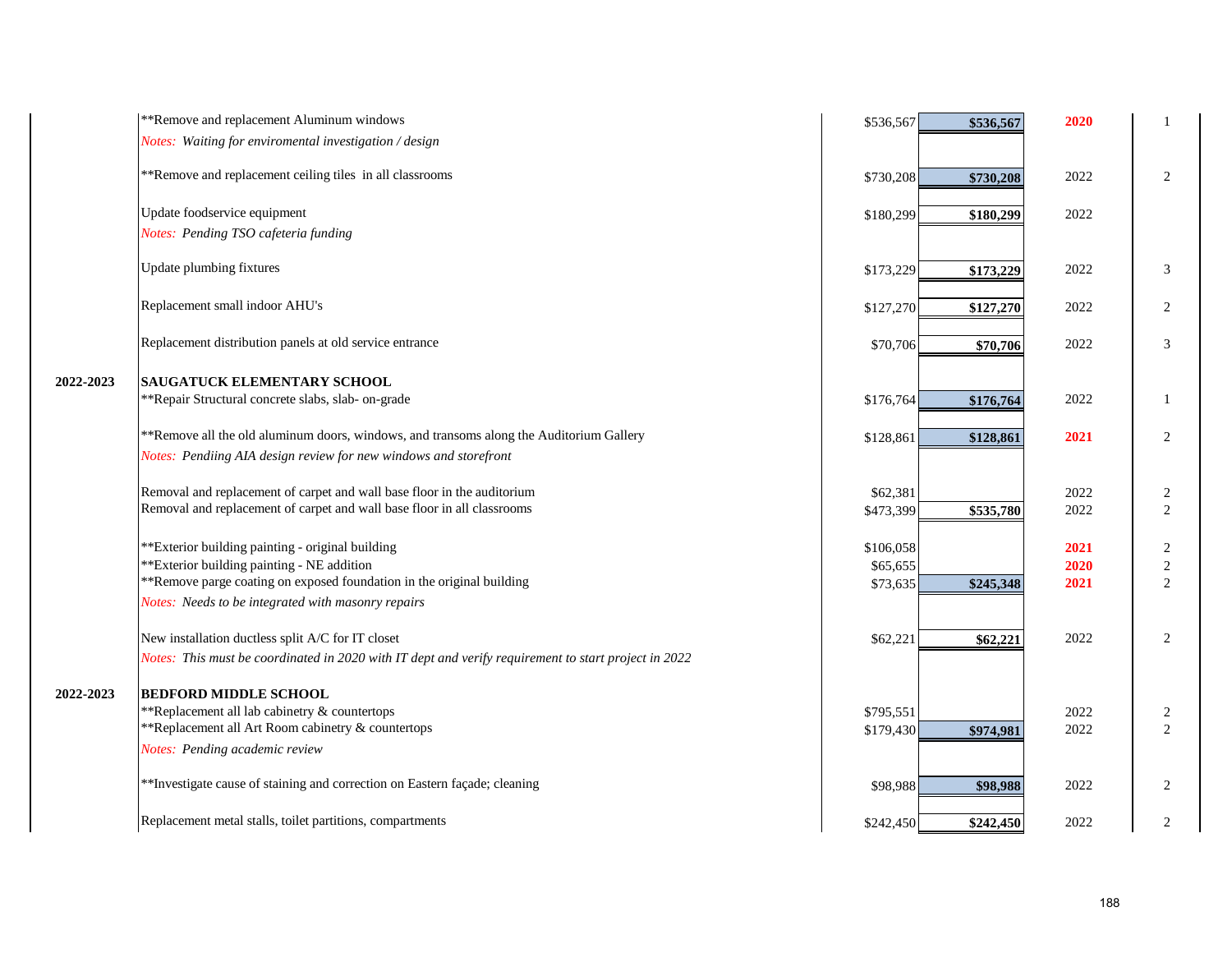| Year | Project | Cost | Total | Year | Priority |
|---|---|---|---|---|---|
| | **Remove and replacement Aluminum windows | $536,567 | **$536,567** | **2020** | 1 |
| | *Notes: Waiting for enviromental investigation / design* | | | | |
| | **Remove and replacement ceiling tiles in all classrooms | $730,208 | **$730,208** | 2022 | 2 |
| | Update foodservice equipment | $180,299 | **$180,299** | 2022 | |
| | *Notes: Pending TSO cafeteria funding* | | | | |
| | Update plumbing fixtures | $173,229 | **$173,229** | 2022 | 3 |
| | Replacement small indoor AHU's | $127,270 | **$127,270** | 2022 | 2 |
| | Replacement distribution panels at old service entrance | $70,706 | **$70,706** | 2022 | 3 |
| **2022-2023** | **SAUGATUCK ELEMENTARY SCHOOL** | | | | |
| | **Repair Structural concrete slabs, slab- on-grade | $176,764 | **$176,764** | 2022 | 1 |
| | **Remove all the old aluminum doors, windows, and transoms along the Auditorium Gallery | $128,861 | **$128,861** | **2021** | 2 |
| | *Notes: Pendiing AIA design review for new windows and storefront* | | | | |
| | Removal and replacement of carpet and wall base floor in the auditorium | $62,381 | | 2022 | 2 |
| | Removal and replacement of carpet and wall base floor in all classrooms | $473,399 | **$535,780** | 2022 | 2 |
| | **Exterior building painting - original building | $106,058 | | **2021** | 2 |
| | **Exterior building painting - NE addition | $65,655 | | **2020** | 2 |
| | **Remove parge coating on exposed foundation in the original building | $73,635 | **$245,348** | **2021** | 2 |
| | *Notes: Needs to be integrated with masonry repairs* | | | | |
| | New installation ductless split A/C for IT closet | $62,221 | **$62,221** | 2022 | 2 |
| | *Notes: This must be coordinated in 2020 with IT dept and verify requirement to start project in 2022* | | | | |
| **2022-2023** | **BEDFORD MIDDLE SCHOOL** | | | | |
| | **Replacement all lab cabinetry & countertops | $795,551 | | 2022 | 2 |
| | **Replacement all Art Room cabinetry & countertops | $179,430 | **$974,981** | 2022 | 2 |
| | *Notes: Pending academic review* | | | | |
| | **Investigate cause of staining and correction on Eastern façade; cleaning | $98,988 | **$98,988** | 2022 | 2 |
| | Replacement metal stalls, toilet partitions, compartments | $242,450 | **$242,450** | 2022 | 2 |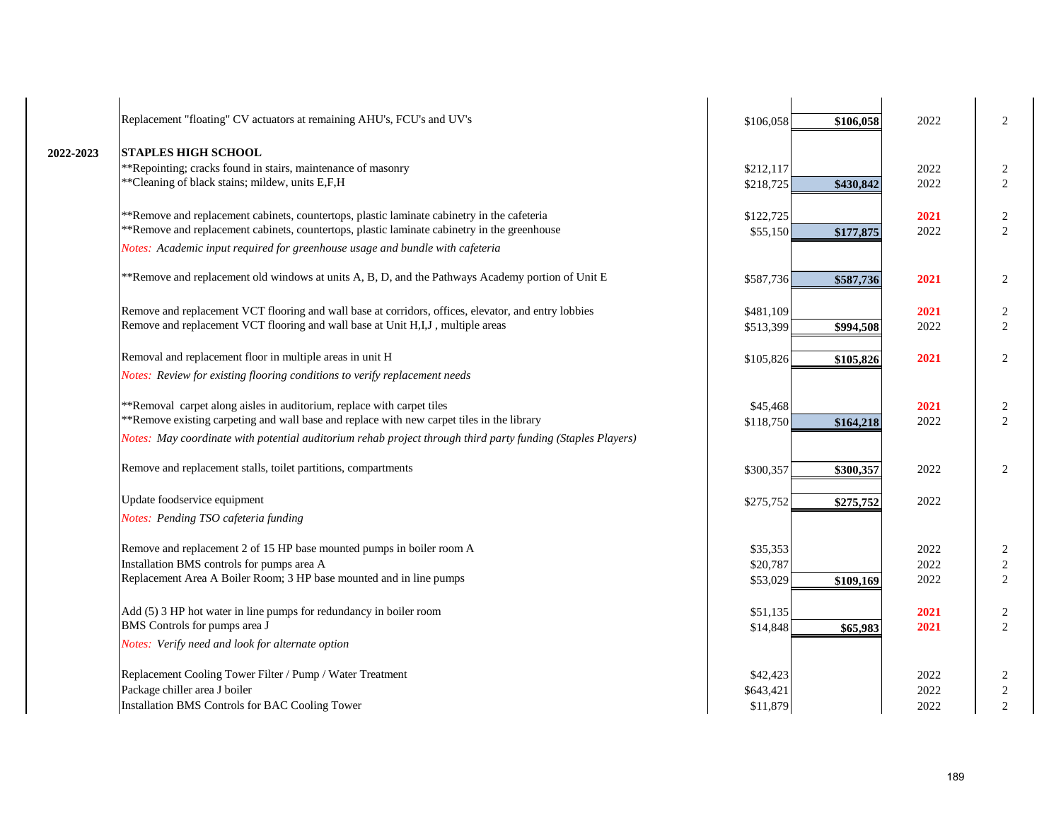| | | | | | |
|---|---|---|---|---|---|
| | Replacement "floating" CV actuators at remaining AHU's, FCU's and UV's | $106,058 | **$106,058** | 2022 | 2 |
| **2022-2023** | **STAPLES HIGH SCHOOL** | | | | |
| | **Repointing; cracks found in stairs, maintenance of masonry | $212,117 | | 2022 | 2 |
| | **Cleaning of black stains; mildew, units E,F,H | $218,725 | **$430,842** | 2022 | 2 |
| | **Remove and replacement cabinets, countertops, plastic laminate cabinetry in the cafeteria | $122,725 | | **2021** | 2 |
| | **Remove and replacement cabinets, countertops, plastic laminate cabinetry in the greenhouse | $55,150 | **$177,875** | 2022 | 2 |
| | *Notes: Academic input required for greenhouse usage and bundle with cafeteria* | | | | |
| | **Remove and replacement old windows at units A, B, D, and the Pathways Academy portion of Unit E | $587,736 | **$587,736** | **2021** | 2 |
| | Remove and replacement VCT flooring and wall base at corridors, offices, elevator, and entry lobbies | $481,109 | | **2021** | 2 |
| | Remove and replacement VCT flooring and wall base at Unit H,I,J , multiple areas | $513,399 | **$994,508** | 2022 | 2 |
| | Removal and replacement floor in multiple areas in unit H | $105,826 | **$105,826** | **2021** | 2 |
| | *Notes: Review for existing flooring conditions to verify replacement needs* | | | | |
| | **Removal carpet along aisles in auditorium, replace with carpet tiles | $45,468 | | **2021** | 2 |
| | **Remove existing carpeting and wall base and replace with new carpet tiles in the library | $118,750 | **$164,218** | 2022 | 2 |
| | *Notes: May coordinate with potential auditorium rehab project through third party funding (Staples Players)* | | | | |
| | Remove and replacement stalls, toilet partitions, compartments | $300,357 | **$300,357** | 2022 | 2 |
| | Update foodservice equipment | $275,752 | **$275,752** | 2022 | |
| | *Notes: Pending TSO cafeteria funding* | | | | |
| | Remove and replacement 2 of 15 HP base mounted pumps in boiler room A | $35,353 | | 2022 | 2 |
| | Installation BMS controls for pumps area A | $20,787 | | 2022 | 2 |
| | Replacement Area A Boiler Room; 3 HP base mounted and in line pumps | $53,029 | **$109,169** | 2022 | 2 |
| | Add (5) 3 HP hot water in line pumps for redundancy in boiler room | $51,135 | | **2021** | 2 |
| | BMS Controls for pumps area J | $14,848 | **$65,983** | **2021** | 2 |
| | *Notes: Verify need and look for alternate option* | | | | |
| | Replacement Cooling Tower Filter / Pump / Water Treatment | $42,423 | | 2022 | 2 |
| | Package chiller area J boiler | $643,421 | | 2022 | 2 |
| | Installation BMS Controls for BAC Cooling Tower | $11,879 | | 2022 | 2 |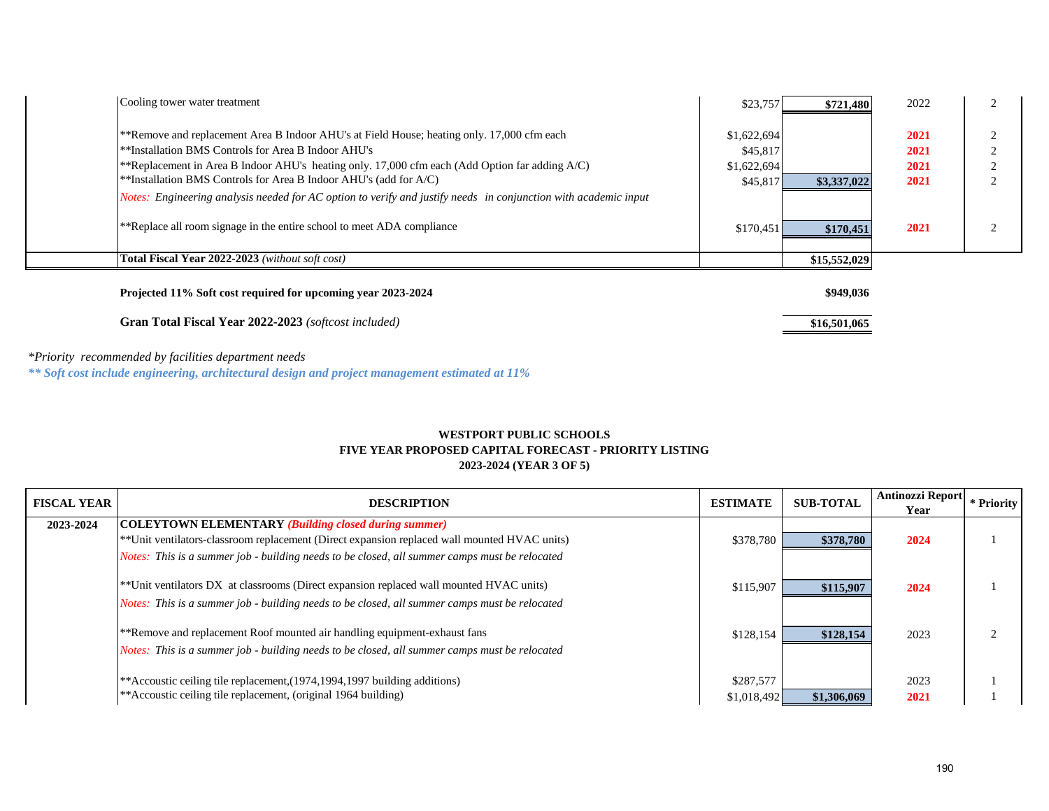| | | | | | |
|---|---|---|---|---|---|
| | Cooling tower water treatment | $23,757 | **$721,480** | 2022 | 2 |
| | | | | | |
| | **Remove and replacement Area B Indoor AHU's at Field House; heating only. 17,000 cfm each | $1,622,694 | | **2021** | 2 |
| | **Installation BMS Controls for Area B Indoor AHU's | $45,817 | | **2021** | 2 |
| | **Replacement in Area B Indoor AHU's heating only. 17,000 cfm each (Add Option far adding A/C) | $1,622,694 | | **2021** | 2 |
| | **Installation BMS Controls for Area B Indoor AHU's (add for A/C) | $45,817 | **$3,337,022** | **2021** | 2 |
| | *Notes: Engineering analysis needed for AC option to verify and justify needs in conjunction with academic input* | | | | |
| | **Replace all room signage in the entire school to meet ADA compliance | $170,451 | **$170,451** | **2021** | 2 |
| | **Total Fiscal Year 2022-2023** *(without soft cost)* | | **$15,552,029** | | |

**Projected 11% Soft cost required for upcoming year 2023-2024** **$949,036**

**Gran Total Fiscal Year 2022-2023** *(softcost included)* **$16,501,065**

*\*Priority recommended by facilities department needs*

***\*\* Soft cost include engineering, architectural design and project management estimated at 11%***

### WESTPORT PUBLIC SCHOOLS
### FIVE YEAR PROPOSED CAPITAL FORECAST - PRIORITY LISTING
### 2023-2024 (YEAR 3 OF 5)

| FISCAL YEAR | DESCRIPTION | ESTIMATE | SUB-TOTAL | Antinozzi Report Year | * Priority |
|---|---|---|---|---|---|
| **2023-2024** | **COLEYTOWN ELEMENTARY** ***(Building closed during summer)*** | | | | |
| | **Unit ventilators-classroom replacement (Direct expansion replaced wall mounted HVAC units) | $378,780 | **$378,780** | **2024** | 1 |
| | *Notes: This is a summer job - building needs to be closed, all summer camps must be relocated* | | | | |
| | **Unit ventilators DX at classrooms (Direct expansion replaced wall mounted HVAC units) | $115,907 | **$115,907** | **2024** | 1 |
| | *Notes: This is a summer job - building needs to be closed, all summer camps must be relocated* | | | | |
| | **Remove and replacement Roof mounted air handling equipment-exhaust fans | $128,154 | **$128,154** | 2023 | 2 |
| | *Notes: This is a summer job - building needs to be closed, all summer camps must be relocated* | | | | |
| | **Accoustic ceiling tile replacement,(1974,1994,1997 building additions) | $287,577 | | 2023 | 1 |
| | **Accoustic ceiling tile replacement, (original 1964 building) | $1,018,492 | **$1,306,069** | **2021** | 1 |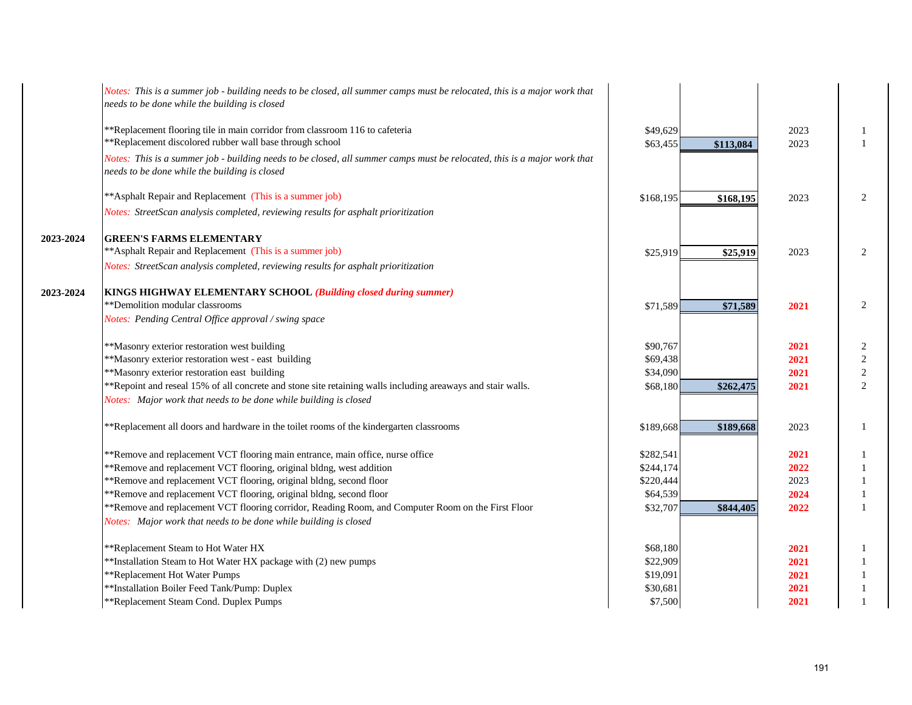| | | | | | |
|---|---|---|---|---|---|
| | *Notes: This is a summer job - building needs to be closed, all summer camps must be relocated, this is a major work that needs to be done while the building is closed* | | | | |
| | **Replacement flooring tile in main corridor from classroom 116 to cafeteria | $49,629 | | 2023 | 1 |
| | **Replacement discolored rubber wall base through school | $63,455 | **$113,084** | 2023 | 1 |
| | *Notes: This is a summer job - building needs to be closed, all summer camps must be relocated, this is a major work that needs to be done while the building is closed* | | | | |
| | **Asphalt Repair and Replacement (This is a summer job) | $168,195 | **$168,195** | 2023 | 2 |
| | *Notes: StreetScan analysis completed, reviewing results for asphalt prioritization* | | | | |
| **2023-2024** | **GREEN'S FARMS ELEMENTARY** | | | | |
| | **Asphalt Repair and Replacement (This is a summer job) | $25,919 | **$25,919** | 2023 | 2 |
| | *Notes: StreetScan analysis completed, reviewing results for asphalt prioritization* | | | | |
| **2023-2024** | **KINGS HIGHWAY ELEMENTARY SCHOOL** ***(Building closed during summer)*** | | | | |
| | **Demolition modular classrooms | $71,589 | **$71,589** | **2021** | 2 |
| | *Notes: Pending Central Office approval / swing space* | | | | |
| | **Masonry exterior restoration west building | $90,767 | | **2021** | 2 |
| | **Masonry exterior restoration west - east building | $69,438 | | **2021** | 2 |
| | **Masonry exterior restoration east building | $34,090 | | **2021** | 2 |
| | **Repoint and reseal 15% of all concrete and stone site retaining walls including areaways and stair walls. | $68,180 | **$262,475** | **2021** | 2 |
| | *Notes: Major work that needs to be done while building is closed* | | | | |
| | **Replacement all doors and hardware in the toilet rooms of the kindergarten classrooms | $189,668 | **$189,668** | 2023 | 1 |
| | **Remove and replacement VCT flooring main entrance, main office, nurse office | $282,541 | | **2021** | 1 |
| | **Remove and replacement VCT flooring, original bldng, west addition | $244,174 | | **2022** | 1 |
| | **Remove and replacement VCT flooring, original bldng, second floor | $220,444 | | 2023 | 1 |
| | **Remove and replacement VCT flooring, original bldng, second floor | $64,539 | | **2024** | 1 |
| | **Remove and replacement VCT flooring corridor, Reading Room, and Computer Room on the First Floor | $32,707 | **$844,405** | **2022** | 1 |
| | *Notes: Major work that needs to be done while building is closed* | | | | |
| | **Replacement Steam to Hot Water HX | $68,180 | | **2021** | 1 |
| | **Installation Steam to Hot Water HX package with (2) new pumps | $22,909 | | **2021** | 1 |
| | **Replacement Hot Water Pumps | $19,091 | | **2021** | 1 |
| | **Installation Boiler Feed Tank/Pump: Duplex | $30,681 | | **2021** | 1 |
| | **Replacement Steam Cond. Duplex Pumps | $7,500 | | **2021** | 1 |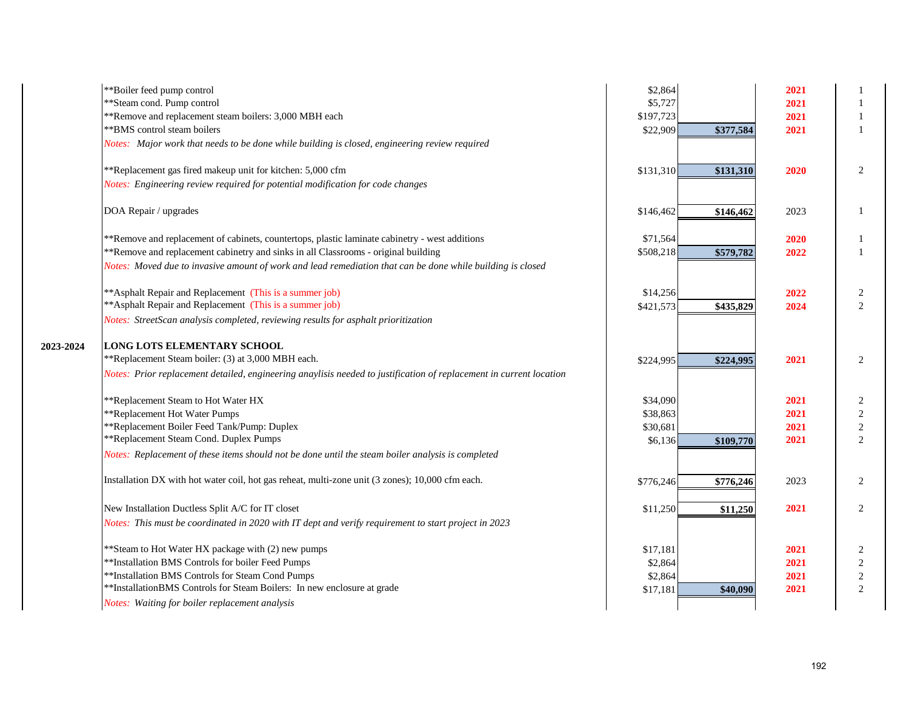| | | | | | |
|---|---|---|---|---|---|
| | **Boiler feed pump control | $2,864 | | 2021 | 1 |
| | **Steam cond. Pump control | $5,727 | | 2021 | 1 |
| | **Remove and replacement steam boilers: 3,000 MBH each | $197,723 | | 2021 | 1 |
| | **BMS control steam boilers | $22,909 | $377,584 | 2021 | 1 |
| | *Notes: Major work that needs to be done while building is closed, engineering review required* | | | | |
| | **Replacement gas fired makeup unit for kitchen: 5,000 cfm | $131,310 | $131,310 | 2020 | 2 |
| | *Notes: Engineering review required for potential modification for code changes* | | | | |
| | DOA Repair / upgrades | $146,462 | $146,462 | 2023 | 1 |
| | **Remove and replacement of cabinets, countertops, plastic laminate cabinetry - west additions | $71,564 | | 2020 | 1 |
| | **Remove and replacement cabinetry and sinks in all Classrooms - original building | $508,218 | $579,782 | 2022 | 1 |
| | *Notes: Moved due to invasive amount of work and lead remediation that can be done while building is closed* | | | | |
| | **Asphalt Repair and Replacement (This is a summer job) | $14,256 | | 2022 | 2 |
| | **Asphalt Repair and Replacement (This is a summer job) | $421,573 | $435,829 | 2024 | 2 |
| | *Notes: StreetScan analysis completed, reviewing results for asphalt prioritization* | | | | |
| **2023-2024** | **LONG LOTS ELEMENTARY SCHOOL** | | | | |
| | **Replacement Steam boiler: (3) at 3,000 MBH each. | $224,995 | $224,995 | 2021 | 2 |
| | *Notes: Prior replacement detailed, engineering anaylisis needed to justification of replacement in current location* | | | | |
| | **Replacement Steam to Hot Water HX | $34,090 | | 2021 | 2 |
| | **Replacement Hot Water Pumps | $38,863 | | 2021 | 2 |
| | **Replacement Boiler Feed Tank/Pump: Duplex | $30,681 | | 2021 | 2 |
| | **Replacement Steam Cond. Duplex Pumps | $6,136 | $109,770 | 2021 | 2 |
| | *Notes: Replacement of these items should not be done until the steam boiler analysis is completed* | | | | |
| | Installation DX with hot water coil, hot gas reheat, multi-zone unit (3 zones); 10,000 cfm each. | $776,246 | $776,246 | 2023 | 2 |
| | New Installation Ductless Split A/C for IT closet | $11,250 | $11,250 | 2021 | 2 |
| | *Notes: This must be coordinated in 2020 with IT dept and verify requirement to start project in 2023* | | | | |
| | **Steam to Hot Water HX package with (2) new pumps | $17,181 | | 2021 | 2 |
| | **Installation BMS Controls for boiler Feed Pumps | $2,864 | | 2021 | 2 |
| | **Installation BMS Controls for Steam Cond Pumps | $2,864 | | 2021 | 2 |
| | **InstallationBMS Controls for Steam Boilers: In new enclosure at grade | $17,181 | $40,090 | 2021 | 2 |
| | *Notes: Waiting for boiler replacement analysis* | | | | |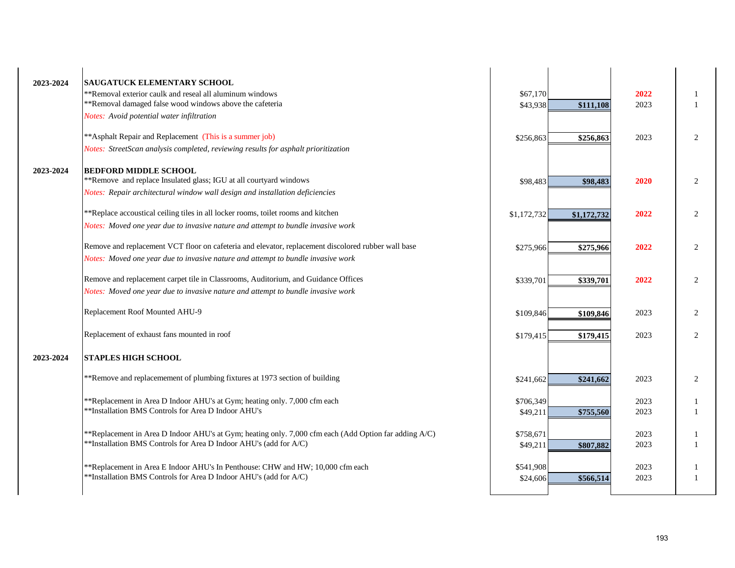| Year | Project | Cost | Total | Year | Priority |
|---|---|---|---|---|---|
| 2023-2024 | **SAUGATUCK ELEMENTARY SCHOOL** | | | | |
| | **Removal exterior caulk and reseal all aluminum windows | $67,170 | | 2022 | 1 |
| | **Removal damaged false wood windows above the cafeteria | $43,938 | **$111,108** | 2023 | 1 |
| | *Notes: Avoid potential water infiltration* | | | | |
| | **Asphalt Repair and Replacement (This is a summer job) | $256,863 | **$256,863** | 2023 | 2 |
| | *Notes: StreetScan analysis completed, reviewing results for asphalt prioritization* | | | | |
| 2023-2024 | **BEDFORD MIDDLE SCHOOL** | | | | |
| | **Remove and replace Insulated glass; IGU at all courtyard windows | $98,483 | **$98,483** | 2020 | 2 |
| | *Notes: Repair architectural window wall design and installation deficiencies* | | | | |
| | **Replace accoustical ceiling tiles in all locker rooms, toilet rooms and kitchen | $1,172,732 | **$1,172,732** | 2022 | 2 |
| | *Notes: Moved one year due to invasive nature and attempt to bundle invasive work* | | | | |
| | Remove and replacement VCT floor on cafeteria and elevator, replacement discolored rubber wall base | $275,966 | **$275,966** | 2022 | 2 |
| | *Notes: Moved one year due to invasive nature and attempt to bundle invasive work* | | | | |
| | Remove and replacement carpet tile in Classrooms, Auditorium, and Guidance Offices | $339,701 | **$339,701** | 2022 | 2 |
| | *Notes: Moved one year due to invasive nature and attempt to bundle invasive work* | | | | |
| | Replacement Roof Mounted AHU-9 | $109,846 | **$109,846** | 2023 | 2 |
| | Replacement of exhaust fans mounted in roof | $179,415 | **$179,415** | 2023 | 2 |
| 2023-2024 | **STAPLES HIGH SCHOOL** | | | | |
| | **Remove and replacemement of plumbing fixtures at 1973 section of building | $241,662 | **$241,662** | 2023 | 2 |
| | **Replacement in Area D Indoor AHU's at Gym; heating only. 7,000 cfm each | $706,349 | | 2023 | 1 |
| | **Installation BMS Controls for Area D Indoor AHU's | $49,211 | **$755,560** | 2023 | 1 |
| | **Replacement in Area D Indoor AHU's at Gym; heating only. 7,000 cfm each (Add Option far adding A/C) | $758,671 | | 2023 | 1 |
| | **Installation BMS Controls for Area D Indoor AHU's (add for A/C) | $49,211 | **$807,882** | 2023 | 1 |
| | **Replacement in Area E Indoor AHU's In Penthouse: CHW and HW; 10,000 cfm each | $541,908 | | 2023 | 1 |
| | **Installation BMS Controls for Area D Indoor AHU's (add for A/C) | $24,606 | **$566,514** | 2023 | 1 |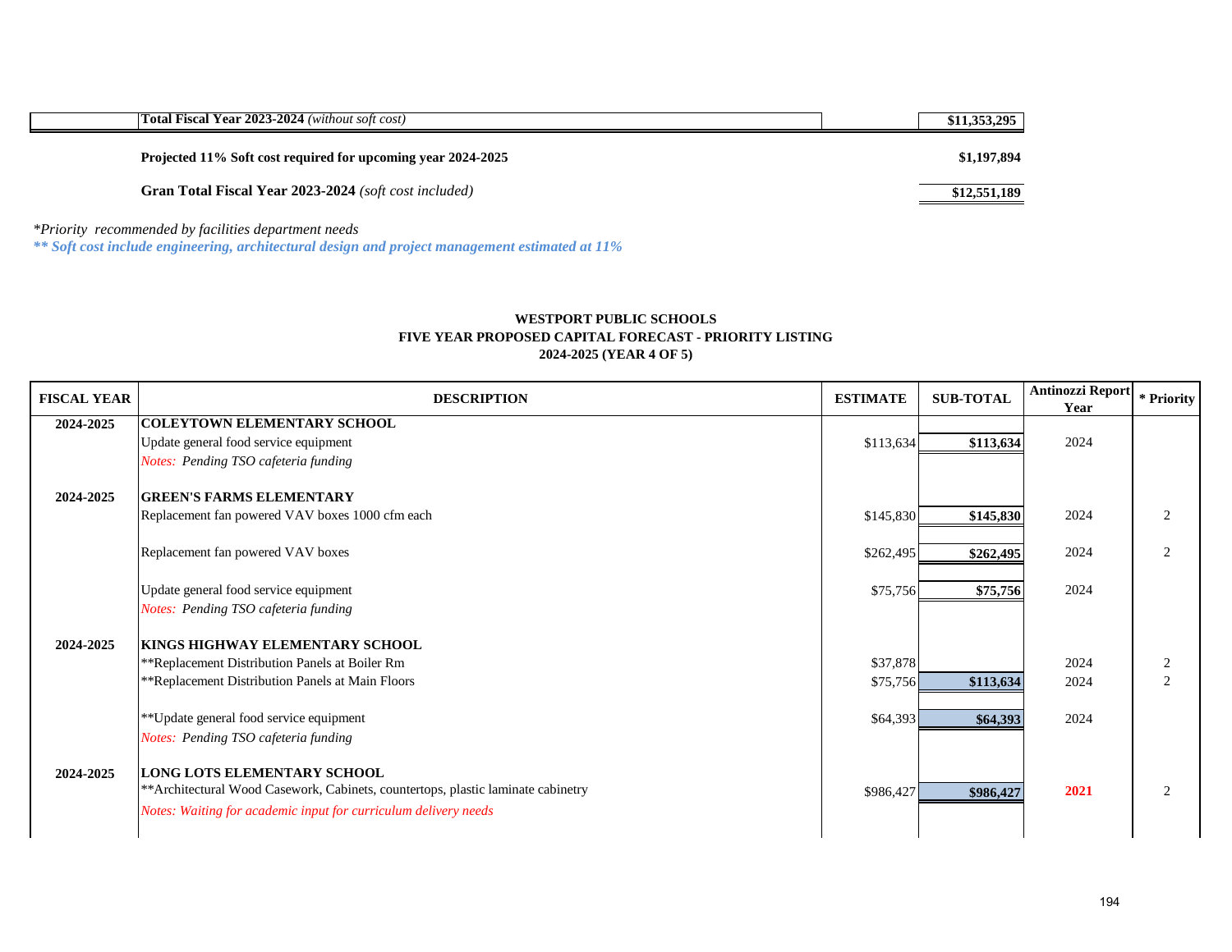| | | | |
|---|---|---|---|
| | **Total Fiscal Year 2023-2024** *(without soft cost)* | | **$11,353,295** |
| | **Projected 11% Soft cost required for upcoming year 2024-2025** | | **$1,197,894** |
| | **Gran Total Fiscal Year 2023-2024** *(soft cost included)* | | **$12,551,189** |

*\*Priority recommended by facilities department needs*

***\*\* Soft cost include engineering, architectural design and project management estimated at 11%***

**WESTPORT PUBLIC SCHOOLS**
**FIVE YEAR PROPOSED CAPITAL FORECAST - PRIORITY LISTING**
**2024-2025 (YEAR 4 OF 5)**

| FISCAL YEAR | DESCRIPTION | ESTIMATE | SUB-TOTAL | Antinozzi Report Year | * Priority |
|---|---|---|---|---|---|
| **2024-2025** | **COLEYTOWN ELEMENTARY SCHOOL** | | | | |
| | Update general food service equipment | $113,634 | **$113,634** | 2024 | |
| | *Notes: Pending TSO cafeteria funding* | | | | |
| **2024-2025** | **GREEN'S FARMS ELEMENTARY** | | | | |
| | Replacement fan powered VAV boxes 1000 cfm each | $145,830 | **$145,830** | 2024 | 2 |
| | Replacement fan powered VAV boxes | $262,495 | **$262,495** | 2024 | 2 |
| | Update general food service equipment | $75,756 | **$75,756** | 2024 | |
| | *Notes: Pending TSO cafeteria funding* | | | | |
| **2024-2025** | **KINGS HIGHWAY ELEMENTARY SCHOOL** | | | | |
| | **Replacement Distribution Panels at Boiler Rm | $37,878 | | 2024 | 2 |
| | **Replacement Distribution Panels at Main Floors | $75,756 | **$113,634** | 2024 | 2 |
| | **Update general food service equipment | $64,393 | **$64,393** | 2024 | |
| | *Notes: Pending TSO cafeteria funding* | | | | |
| **2024-2025** | **LONG LOTS ELEMENTARY SCHOOL** | | | | |
| | **Architectural Wood Casework, Cabinets, countertops, plastic laminate cabinetry | $986,427 | **$986,427** | **2021** | 2 |
| | *Notes: Waiting for academic input for curriculum delivery needs* | | | | |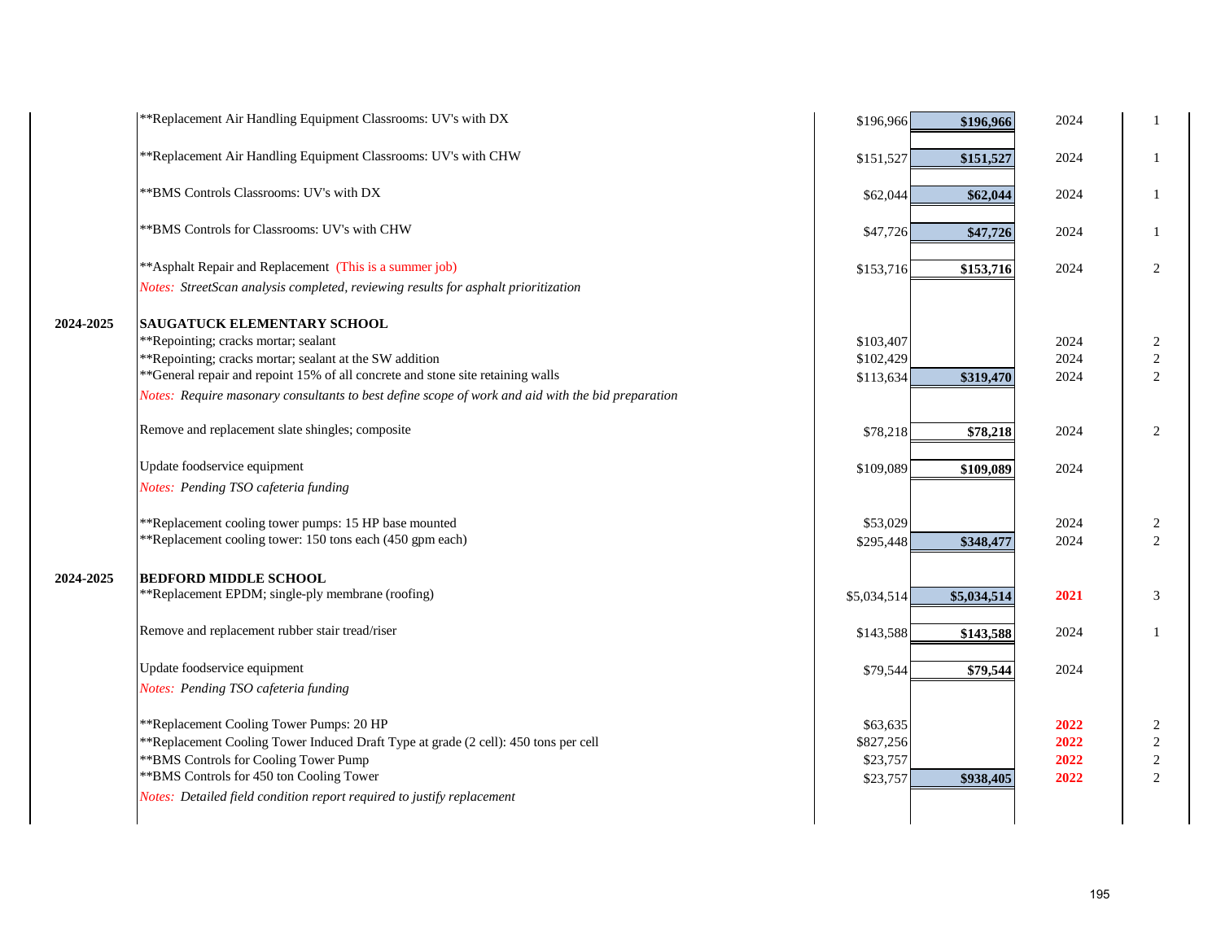| | | | | | |
|---|---|---|---|---|---|
| | **Replacement Air Handling Equipment Classrooms: UV's with DX | $196,966 | **$196,966** | 2024 | 1 |
| | **Replacement Air Handling Equipment Classrooms: UV's with CHW | $151,527 | **$151,527** | 2024 | 1 |
| | **BMS Controls Classrooms: UV's with DX | $62,044 | **$62,044** | 2024 | 1 |
| | **BMS Controls for Classrooms: UV's with CHW | $47,726 | **$47,726** | 2024 | 1 |
| | **Asphalt Repair and Replacement (This is a summer job) | $153,716 | **$153,716** | 2024 | 2 |
| | *Notes: StreetScan analysis completed, reviewing results for asphalt prioritization* | | | | |
| **2024-2025** | **SAUGATUCK ELEMENTARY SCHOOL** | | | | |
| | **Repointing; cracks mortar; sealant | $103,407 | | 2024 | 2 |
| | **Repointing; cracks mortar; sealant at the SW addition | $102,429 | | 2024 | 2 |
| | **General repair and repoint 15% of all concrete and stone site retaining walls | $113,634 | **$319,470** | 2024 | 2 |
| | *Notes: Require masonary consultants to best define scope of work and aid with the bid preparation* | | | | |
| | Remove and replacement slate shingles; composite | $78,218 | **$78,218** | 2024 | 2 |
| | Update foodservice equipment | $109,089 | **$109,089** | 2024 | |
| | *Notes: Pending TSO cafeteria funding* | | | | |
| | **Replacement cooling tower pumps: 15 HP base mounted | $53,029 | | 2024 | 2 |
| | **Replacement cooling tower: 150 tons each (450 gpm each) | $295,448 | **$348,477** | 2024 | 2 |
| **2024-2025** | **BEDFORD MIDDLE SCHOOL** | | | | |
| | **Replacement EPDM; single-ply membrane (roofing) | $5,034,514 | **$5,034,514** | **2021** | 3 |
| | Remove and replacement rubber stair tread/riser | $143,588 | **$143,588** | 2024 | 1 |
| | Update foodservice equipment | $79,544 | **$79,544** | 2024 | |
| | *Notes: Pending TSO cafeteria funding* | | | | |
| | **Replacement Cooling Tower Pumps: 20 HP | $63,635 | | **2022** | 2 |
| | **Replacement Cooling Tower Induced Draft Type at grade (2 cell): 450 tons per cell | $827,256 | | **2022** | 2 |
| | **BMS Controls for Cooling Tower Pump | $23,757 | | **2022** | 2 |
| | **BMS Controls for 450 ton Cooling Tower | $23,757 | **$938,405** | **2022** | 2 |
| | *Notes: Detailed field condition report required to justify replacement* | | | | |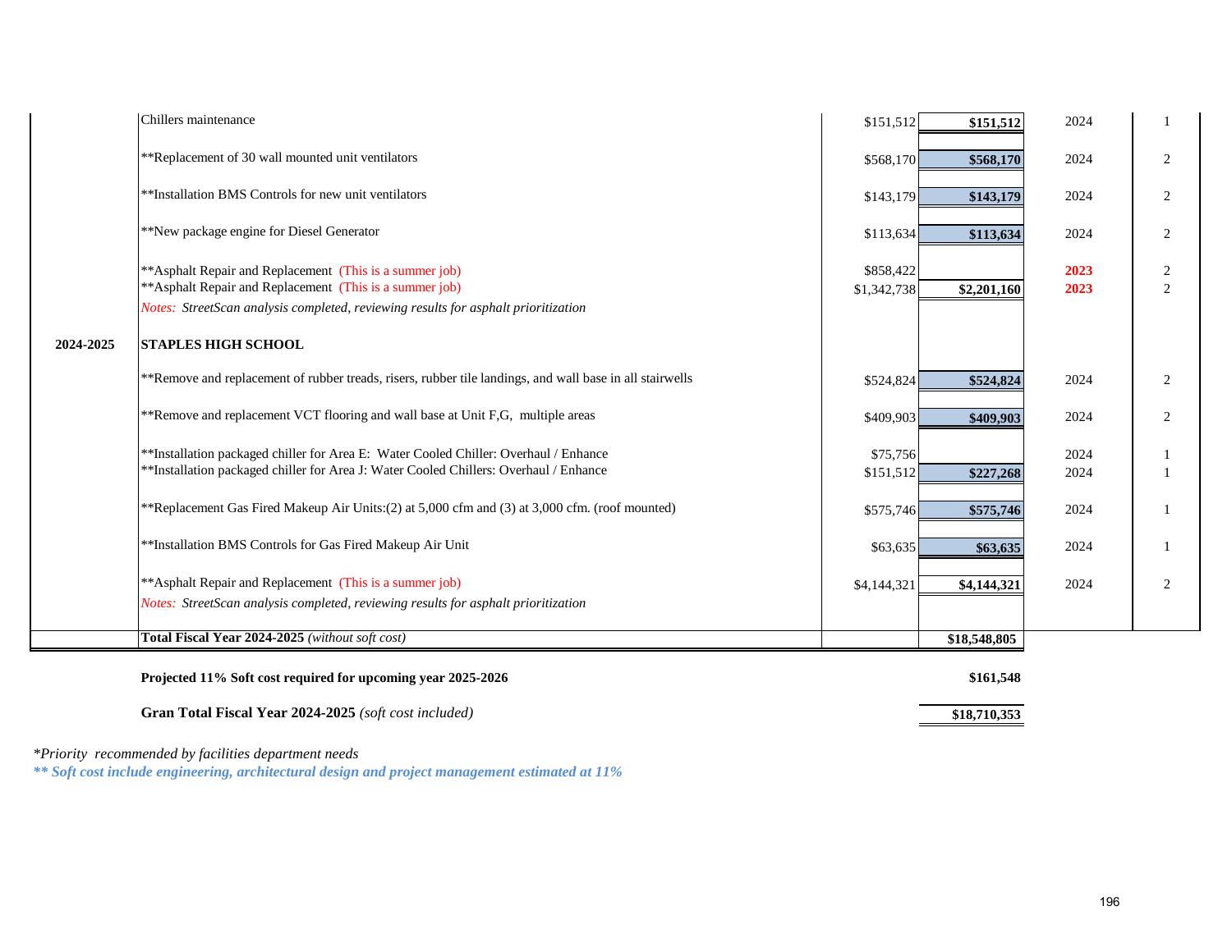| Fiscal Year | Project | Cost | Total | Year | Priority* |
|---|---|---|---|---|---|
| | Chillers maintenance | $151,512 | $151,512 | 2024 | 1 |
| | **Replacement of 30 wall mounted unit ventilators | $568,170 | $568,170 | 2024 | 2 |
| | **Installation BMS Controls for new unit ventilators | $143,179 | $143,179 | 2024 | 2 |
| | **New package engine for Diesel Generator | $113,634 | $113,634 | 2024 | 2 |
| | **Asphalt Repair and Replacement (This is a summer job) | $858,422 | | **2023** | 2 |
| | **Asphalt Repair and Replacement (This is a summer job) | $1,342,738 | $2,201,160 | **2023** | 2 |
| | *Notes: StreetScan analysis completed, reviewing results for asphalt prioritization* | | | | |
| **2024-2025** | **STAPLES HIGH SCHOOL** | | | | |
| | **Remove and replacement of rubber treads, risers, rubber tile landings, and wall base in all stairwells | $524,824 | $524,824 | 2024 | 2 |
| | **Remove and replacement VCT flooring and wall base at Unit F,G, multiple areas | $409,903 | $409,903 | 2024 | 2 |
| | **Installation packaged chiller for Area E: Water Cooled Chiller: Overhaul / Enhance | $75,756 | | 2024 | 1 |
| | **Installation packaged chiller for Area J: Water Cooled Chillers: Overhaul / Enhance | $151,512 | $227,268 | 2024 | 1 |
| | **Replacement Gas Fired Makeup Air Units:(2) at 5,000 cfm and (3) at 3,000 cfm. (roof mounted) | $575,746 | $575,746 | 2024 | 1 |
| | **Installation BMS Controls for Gas Fired Makeup Air Unit | $63,635 | $63,635 | 2024 | 1 |
| | **Asphalt Repair and Replacement (This is a summer job) | $4,144,321 | $4,144,321 | 2024 | 2 |
| | *Notes: StreetScan analysis completed, reviewing results for asphalt prioritization* | | | | |
| | **Total Fiscal Year 2024-2025** *(without soft cost)* | | **$18,548,805** | | |
| | **Projected 11% Soft cost required for upcoming year 2025-2026** | | **$161,548** | | |
| | **Gran Total Fiscal Year 2024-2025** *(soft cost included)* | | **$18,710,353** | | |

*\*Priority recommended by facilities department needs*

***\*\* Soft cost include engineering, architectural design and project management estimated at 11%***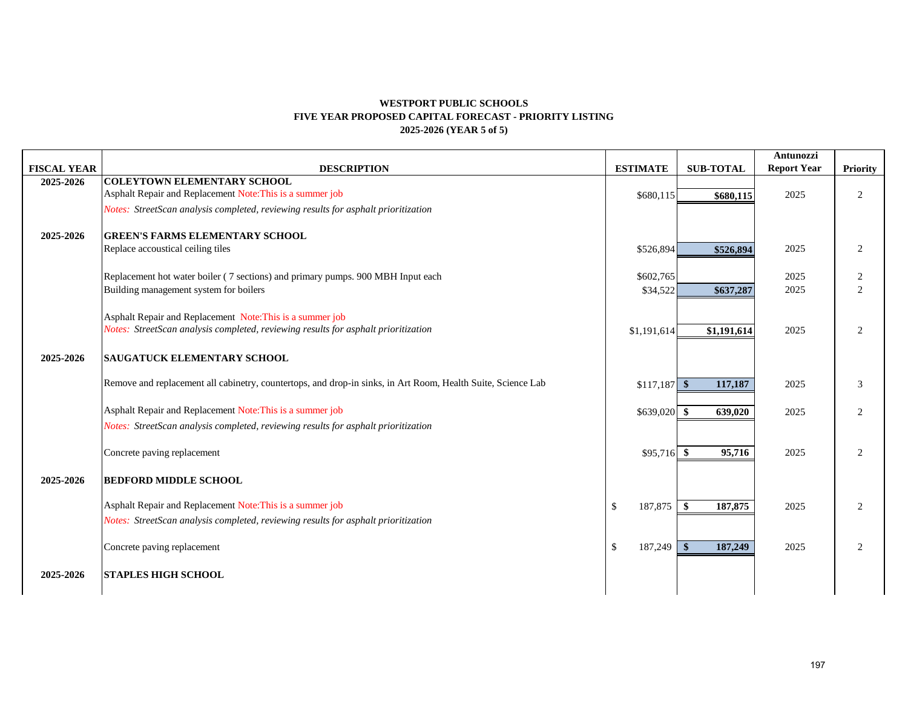**WESTPORT PUBLIC SCHOOLS**
**FIVE YEAR PROPOSED CAPITAL FORECAST - PRIORITY LISTING**
**2025-2026 (YEAR 5 of 5)**

| FISCAL YEAR | DESCRIPTION | ESTIMATE | SUB-TOTAL | Antunozzi Report Year | Priority |
|---|---|---|---|---|---|
| 2025-2026 | **COLEYTOWN ELEMENTARY SCHOOL** | | | | |
| | Asphalt Repair and Replacement Note:This is a summer job | $680,115 | **$680,115** | 2025 | 2 |
| | *Notes: StreetScan analysis completed, reviewing results for asphalt prioritization* | | | | |
| 2025-2026 | **GREEN'S FARMS ELEMENTARY SCHOOL** | | | | |
| | Replace accoustical ceiling tiles | $526,894 | **$526,894** | 2025 | 2 |
| | Replacement hot water boiler ( 7 sections) and primary pumps. 900 MBH Input each | $602,765 | | 2025 | 2 |
| | Building management system for boilers | $34,522 | **$637,287** | 2025 | 2 |
| | Asphalt Repair and Replacement Note:This is a summer job | | | | |
| | *Notes: StreetScan analysis completed, reviewing results for asphalt prioritization* | $1,191,614 | **$1,191,614** | 2025 | 2 |
| 2025-2026 | **SAUGATUCK ELEMENTARY SCHOOL** | | | | |
| | Remove and replacement all cabinetry, countertops, and drop-in sinks, in Art Room, Health Suite, Science Lab | $117,187 | **$ 117,187** | 2025 | 3 |
| | Asphalt Repair and Replacement Note:This is a summer job | $639,020 | **$ 639,020** | 2025 | 2 |
| | *Notes: StreetScan analysis completed, reviewing results for asphalt prioritization* | | | | |
| | Concrete paving replacement | $95,716 | **$ 95,716** | 2025 | 2 |
| 2025-2026 | **BEDFORD MIDDLE SCHOOL** | | | | |
| | Asphalt Repair and Replacement Note:This is a summer job | $ 187,875 | **$ 187,875** | 2025 | 2 |
| | *Notes: StreetScan analysis completed, reviewing results for asphalt prioritization* | | | | |
| | Concrete paving replacement | $ 187,249 | **$ 187,249** | 2025 | 2 |
| 2025-2026 | **STAPLES HIGH SCHOOL** | | | | |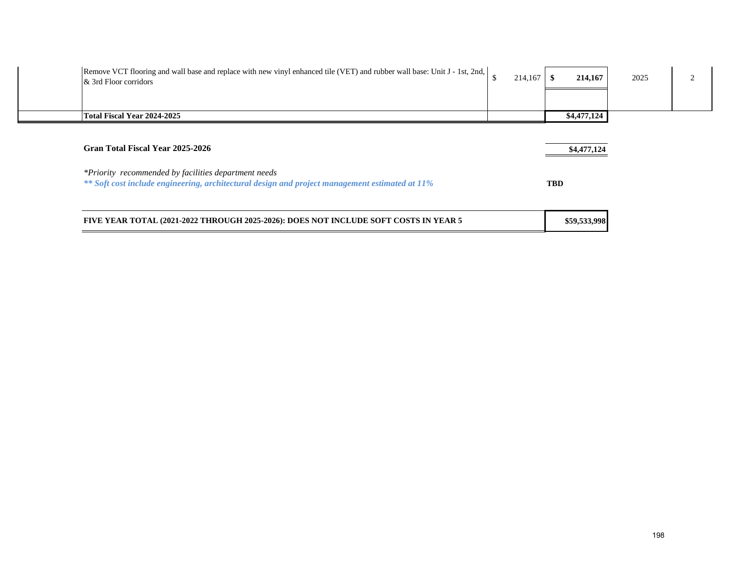| | | | | | |
|---|---|---|---|---|---|
| | Remove VCT flooring and wall base and replace with new vinyl enhanced tile (VET) and rubber wall base: Unit J - 1st, 2nd, & 3rd Floor corridors | $ 214,167 | **$ 214,167** | 2025 | 2 |
| | **Total Fiscal Year 2024-2025** | | **$4,477,124** | | |

**Gran Total Fiscal Year 2025-2026** **$4,477,124**

*\*Priority recommended by facilities department needs*

***\*\* Soft cost include engineering, architectural design and project management estimated at 11%*** **TBD**

| | |
|---|---|
| **FIVE YEAR TOTAL (2021-2022 THROUGH 2025-2026): DOES NOT INCLUDE SOFT COSTS IN YEAR 5** | **$59,533,998** |